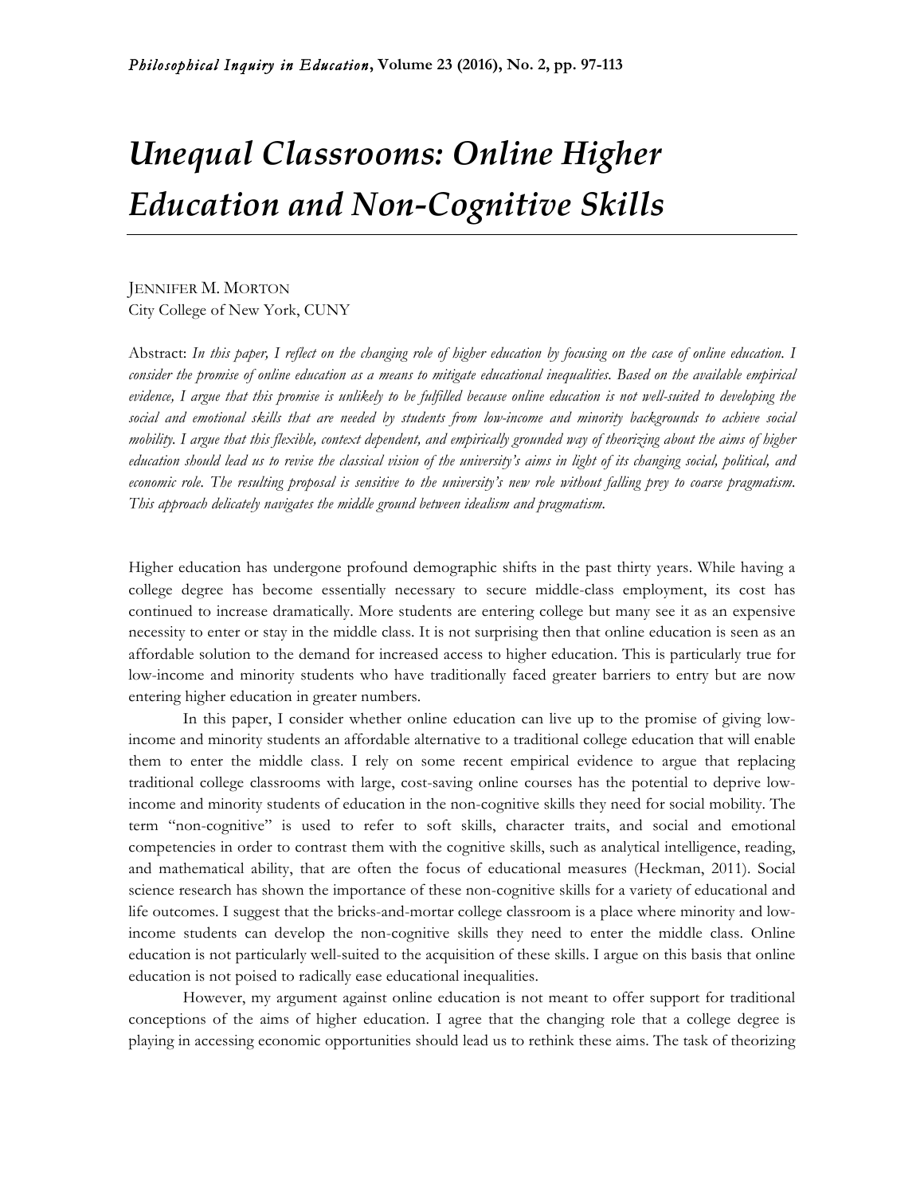# *Unequal Classrooms: Online Higher Education and Non-Cognitive Skills*

JENNIFER M. MORTON
City College of New York, CUNY

Abstract: *In this paper, I reflect on the changing role of higher education by focusing on the case of online education. I consider the promise of online education as a means to mitigate educational inequalities. Based on the available empirical evidence, I argue that this promise is unlikely to be fulfilled because online education is not well-suited to developing the social and emotional skills that are needed by students from low-income and minority backgrounds to achieve social mobility. I argue that this flexible, context dependent, and empirically grounded way of theorizing about the aims of higher education should lead us to revise the classical vision of the university's aims in light of its changing social, political, and economic role. The resulting proposal is sensitive to the university's new role without falling prey to coarse pragmatism. This approach delicately navigates the middle ground between idealism and pragmatism.*

Higher education has undergone profound demographic shifts in the past thirty years. While having a college degree has become essentially necessary to secure middle-class employment, its cost has continued to increase dramatically. More students are entering college but many see it as an expensive necessity to enter or stay in the middle class. It is not surprising then that online education is seen as an affordable solution to the demand for increased access to higher education. This is particularly true for low-income and minority students who have traditionally faced greater barriers to entry but are now entering higher education in greater numbers.

In this paper, I consider whether online education can live up to the promise of giving low-income and minority students an affordable alternative to a traditional college education that will enable them to enter the middle class. I rely on some recent empirical evidence to argue that replacing traditional college classrooms with large, cost-saving online courses has the potential to deprive low-income and minority students of education in the non-cognitive skills they need for social mobility. The term "non-cognitive" is used to refer to soft skills, character traits, and social and emotional competencies in order to contrast them with the cognitive skills, such as analytical intelligence, reading, and mathematical ability, that are often the focus of educational measures (Heckman, 2011). Social science research has shown the importance of these non-cognitive skills for a variety of educational and life outcomes. I suggest that the bricks-and-mortar college classroom is a place where minority and low-income students can develop the non-cognitive skills they need to enter the middle class. Online education is not particularly well-suited to the acquisition of these skills. I argue on this basis that online education is not poised to radically ease educational inequalities.

However, my argument against online education is not meant to offer support for traditional conceptions of the aims of higher education. I agree that the changing role that a college degree is playing in accessing economic opportunities should lead us to rethink these aims. The task of theorizing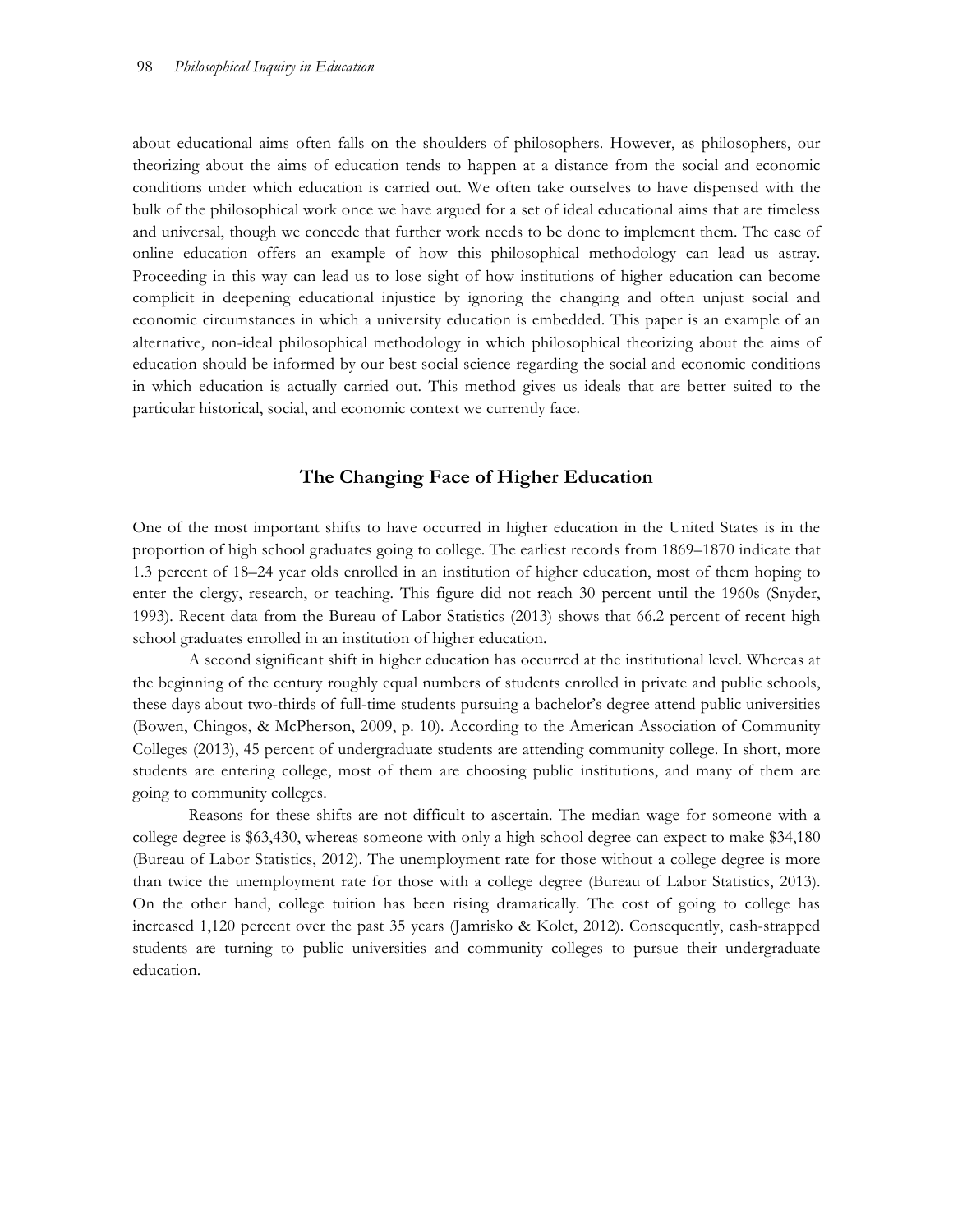about educational aims often falls on the shoulders of philosophers. However, as philosophers, our theorizing about the aims of education tends to happen at a distance from the social and economic conditions under which education is carried out. We often take ourselves to have dispensed with the bulk of the philosophical work once we have argued for a set of ideal educational aims that are timeless and universal, though we concede that further work needs to be done to implement them. The case of online education offers an example of how this philosophical methodology can lead us astray. Proceeding in this way can lead us to lose sight of how institutions of higher education can become complicit in deepening educational injustice by ignoring the changing and often unjust social and economic circumstances in which a university education is embedded. This paper is an example of an alternative, non-ideal philosophical methodology in which philosophical theorizing about the aims of education should be informed by our best social science regarding the social and economic conditions in which education is actually carried out. This method gives us ideals that are better suited to the particular historical, social, and economic context we currently face.

## The Changing Face of Higher Education

One of the most important shifts to have occurred in higher education in the United States is in the proportion of high school graduates going to college. The earliest records from 1869–1870 indicate that 1.3 percent of 18–24 year olds enrolled in an institution of higher education, most of them hoping to enter the clergy, research, or teaching. This figure did not reach 30 percent until the 1960s (Snyder, 1993). Recent data from the Bureau of Labor Statistics (2013) shows that 66.2 percent of recent high school graduates enrolled in an institution of higher education.

A second significant shift in higher education has occurred at the institutional level. Whereas at the beginning of the century roughly equal numbers of students enrolled in private and public schools, these days about two-thirds of full-time students pursuing a bachelor's degree attend public universities (Bowen, Chingos, & McPherson, 2009, p. 10). According to the American Association of Community Colleges (2013), 45 percent of undergraduate students are attending community college. In short, more students are entering college, most of them are choosing public institutions, and many of them are going to community colleges.

Reasons for these shifts are not difficult to ascertain. The median wage for someone with a college degree is $63,430, whereas someone with only a high school degree can expect to make $34,180 (Bureau of Labor Statistics, 2012). The unemployment rate for those without a college degree is more than twice the unemployment rate for those with a college degree (Bureau of Labor Statistics, 2013). On the other hand, college tuition has been rising dramatically. The cost of going to college has increased 1,120 percent over the past 35 years (Jamrisko & Kolet, 2012). Consequently, cash-strapped students are turning to public universities and community colleges to pursue their undergraduate education.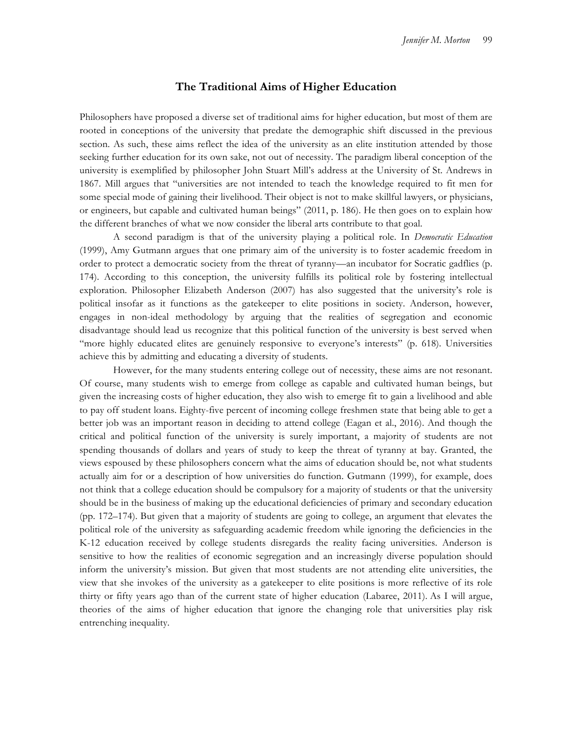## The Traditional Aims of Higher Education

Philosophers have proposed a diverse set of traditional aims for higher education, but most of them are rooted in conceptions of the university that predate the demographic shift discussed in the previous section. As such, these aims reflect the idea of the university as an elite institution attended by those seeking further education for its own sake, not out of necessity. The paradigm liberal conception of the university is exemplified by philosopher John Stuart Mill's address at the University of St. Andrews in 1867. Mill argues that "universities are not intended to teach the knowledge required to fit men for some special mode of gaining their livelihood. Their object is not to make skillful lawyers, or physicians, or engineers, but capable and cultivated human beings" (2011, p. 186). He then goes on to explain how the different branches of what we now consider the liberal arts contribute to that goal.

A second paradigm is that of the university playing a political role. In *Democratic Education* (1999), Amy Gutmann argues that one primary aim of the university is to foster academic freedom in order to protect a democratic society from the threat of tyranny—an incubator for Socratic gadflies (p. 174). According to this conception, the university fulfills its political role by fostering intellectual exploration. Philosopher Elizabeth Anderson (2007) has also suggested that the university's role is political insofar as it functions as the gatekeeper to elite positions in society. Anderson, however, engages in non-ideal methodology by arguing that the realities of segregation and economic disadvantage should lead us recognize that this political function of the university is best served when "more highly educated elites are genuinely responsive to everyone's interests" (p. 618). Universities achieve this by admitting and educating a diversity of students.

However, for the many students entering college out of necessity, these aims are not resonant. Of course, many students wish to emerge from college as capable and cultivated human beings, but given the increasing costs of higher education, they also wish to emerge fit to gain a livelihood and able to pay off student loans. Eighty-five percent of incoming college freshmen state that being able to get a better job was an important reason in deciding to attend college (Eagan et al., 2016). And though the critical and political function of the university is surely important, a majority of students are not spending thousands of dollars and years of study to keep the threat of tyranny at bay. Granted, the views espoused by these philosophers concern what the aims of education should be, not what students actually aim for or a description of how universities do function. Gutmann (1999), for example, does not think that a college education should be compulsory for a majority of students or that the university should be in the business of making up the educational deficiencies of primary and secondary education (pp. 172–174). But given that a majority of students are going to college, an argument that elevates the political role of the university as safeguarding academic freedom while ignoring the deficiencies in the K-12 education received by college students disregards the reality facing universities. Anderson is sensitive to how the realities of economic segregation and an increasingly diverse population should inform the university's mission. But given that most students are not attending elite universities, the view that she invokes of the university as a gatekeeper to elite positions is more reflective of its role thirty or fifty years ago than of the current state of higher education (Labaree, 2011). As I will argue, theories of the aims of higher education that ignore the changing role that universities play risk entrenching inequality.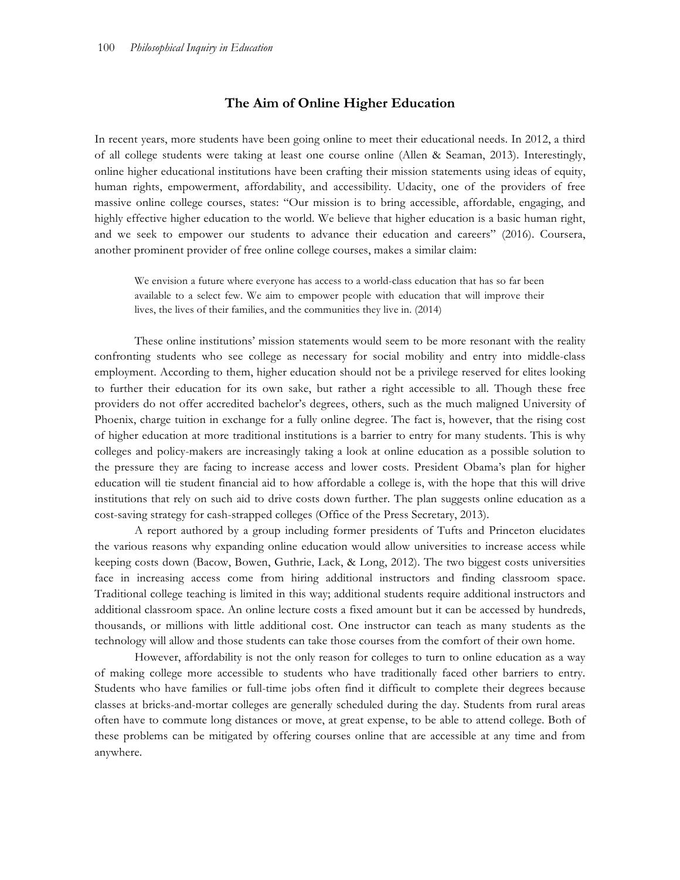## The Aim of Online Higher Education

In recent years, more students have been going online to meet their educational needs. In 2012, a third of all college students were taking at least one course online (Allen & Seaman, 2013). Interestingly, online higher educational institutions have been crafting their mission statements using ideas of equity, human rights, empowerment, affordability, and accessibility. Udacity, one of the providers of free massive online college courses, states: "Our mission is to bring accessible, affordable, engaging, and highly effective higher education to the world. We believe that higher education is a basic human right, and we seek to empower our students to advance their education and careers" (2016). Coursera, another prominent provider of free online college courses, makes a similar claim:

> We envision a future where everyone has access to a world-class education that has so far been available to a select few. We aim to empower people with education that will improve their lives, the lives of their families, and the communities they live in. (2014)

These online institutions' mission statements would seem to be more resonant with the reality confronting students who see college as necessary for social mobility and entry into middle-class employment. According to them, higher education should not be a privilege reserved for elites looking to further their education for its own sake, but rather a right accessible to all. Though these free providers do not offer accredited bachelor's degrees, others, such as the much maligned University of Phoenix, charge tuition in exchange for a fully online degree. The fact is, however, that the rising cost of higher education at more traditional institutions is a barrier to entry for many students. This is why colleges and policy-makers are increasingly taking a look at online education as a possible solution to the pressure they are facing to increase access and lower costs. President Obama's plan for higher education will tie student financial aid to how affordable a college is, with the hope that this will drive institutions that rely on such aid to drive costs down further. The plan suggests online education as a cost-saving strategy for cash-strapped colleges (Office of the Press Secretary, 2013).

A report authored by a group including former presidents of Tufts and Princeton elucidates the various reasons why expanding online education would allow universities to increase access while keeping costs down (Bacow, Bowen, Guthrie, Lack, & Long, 2012). The two biggest costs universities face in increasing access come from hiring additional instructors and finding classroom space. Traditional college teaching is limited in this way; additional students require additional instructors and additional classroom space. An online lecture costs a fixed amount but it can be accessed by hundreds, thousands, or millions with little additional cost. One instructor can teach as many students as the technology will allow and those students can take those courses from the comfort of their own home.

However, affordability is not the only reason for colleges to turn to online education as a way of making college more accessible to students who have traditionally faced other barriers to entry. Students who have families or full-time jobs often find it difficult to complete their degrees because classes at bricks-and-mortar colleges are generally scheduled during the day. Students from rural areas often have to commute long distances or move, at great expense, to be able to attend college. Both of these problems can be mitigated by offering courses online that are accessible at any time and from anywhere.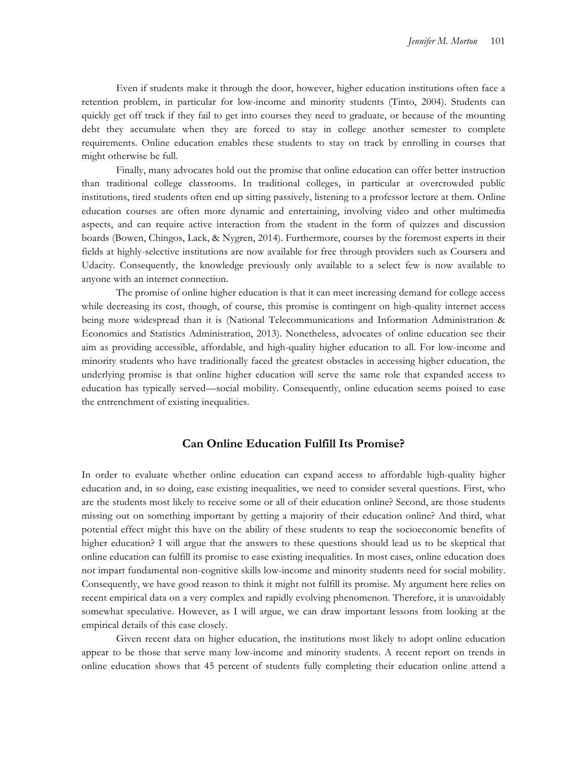Even if students make it through the door, however, higher education institutions often face a retention problem, in particular for low-income and minority students (Tinto, 2004). Students can quickly get off track if they fail to get into courses they need to graduate, or because of the mounting debt they accumulate when they are forced to stay in college another semester to complete requirements. Online education enables these students to stay on track by enrolling in courses that might otherwise be full.

Finally, many advocates hold out the promise that online education can offer better instruction than traditional college classrooms. In traditional colleges, in particular at overcrowded public institutions, tired students often end up sitting passively, listening to a professor lecture at them. Online education courses are often more dynamic and entertaining, involving video and other multimedia aspects, and can require active interaction from the student in the form of quizzes and discussion boards (Bowen, Chingos, Lack, & Nygren, 2014). Furthermore, courses by the foremost experts in their fields at highly-selective institutions are now available for free through providers such as Coursera and Udacity. Consequently, the knowledge previously only available to a select few is now available to anyone with an internet connection.

The promise of online higher education is that it can meet increasing demand for college access while decreasing its cost, though, of course, this promise is contingent on high-quality internet access being more widespread than it is (National Telecommunications and Information Administration & Economics and Statistics Administration, 2013). Nonetheless, advocates of online education see their aim as providing accessible, affordable, and high-quality higher education to all. For low-income and minority students who have traditionally faced the greatest obstacles in accessing higher education, the underlying promise is that online higher education will serve the same role that expanded access to education has typically served—social mobility. Consequently, online education seems poised to ease the entrenchment of existing inequalities.

## Can Online Education Fulfill Its Promise?

In order to evaluate whether online education can expand access to affordable high-quality higher education and, in so doing, ease existing inequalities, we need to consider several questions. First, who are the students most likely to receive some or all of their education online? Second, are those students missing out on something important by getting a majority of their education online? And third, what potential effect might this have on the ability of these students to reap the socioeconomic benefits of higher education? I will argue that the answers to these questions should lead us to be skeptical that online education can fulfill its promise to ease existing inequalities. In most cases, online education does not impart fundamental non-cognitive skills low-income and minority students need for social mobility. Consequently, we have good reason to think it might not fulfill its promise. My argument here relies on recent empirical data on a very complex and rapidly evolving phenomenon. Therefore, it is unavoidably somewhat speculative. However, as I will argue, we can draw important lessons from looking at the empirical details of this case closely.

Given recent data on higher education, the institutions most likely to adopt online education appear to be those that serve many low-income and minority students. A recent report on trends in online education shows that 45 percent of students fully completing their education online attend a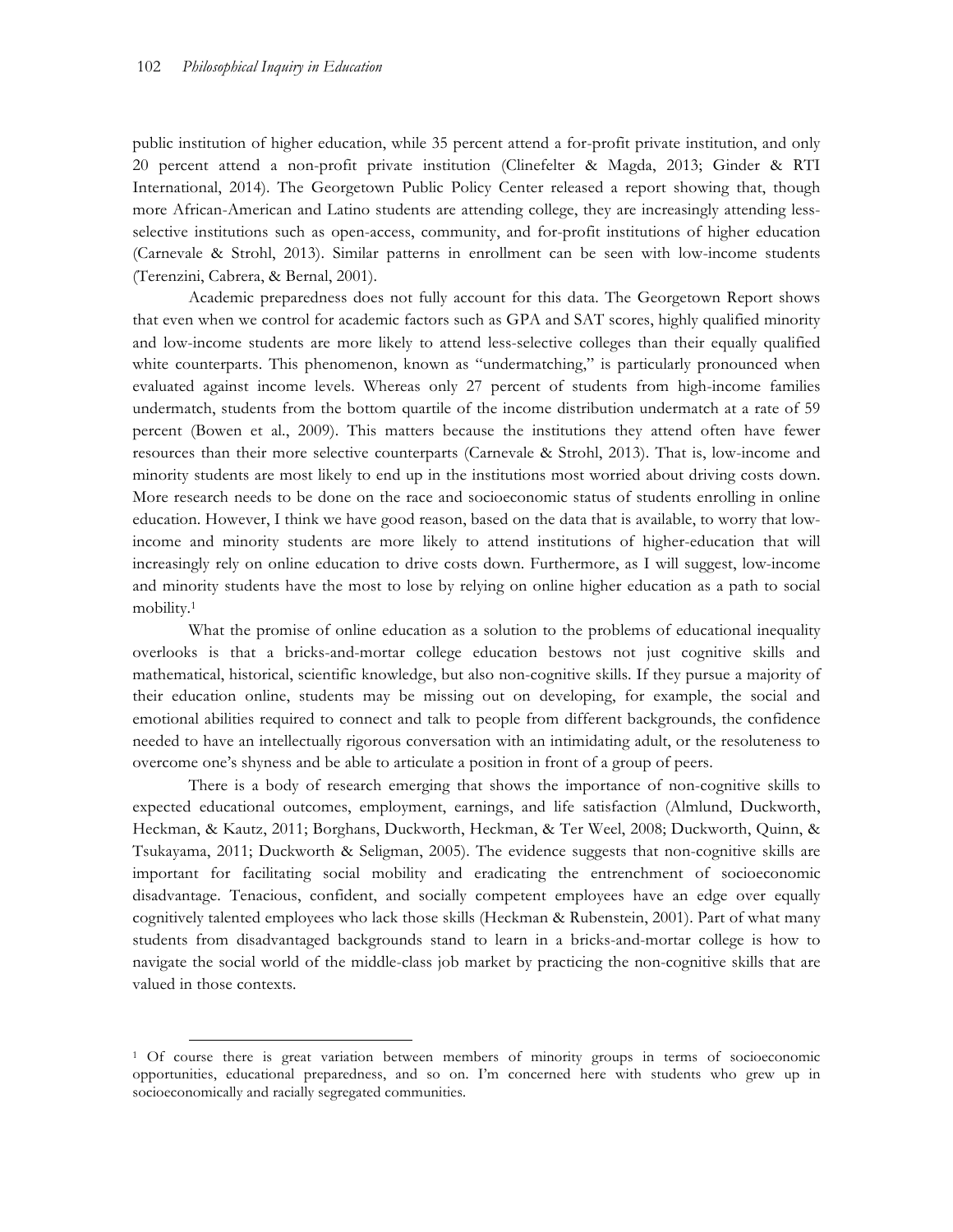public institution of higher education, while 35 percent attend a for-profit private institution, and only 20 percent attend a non-profit private institution (Clinefelter & Magda, 2013; Ginder & RTI International, 2014). The Georgetown Public Policy Center released a report showing that, though more African-American and Latino students are attending college, they are increasingly attending less-selective institutions such as open-access, community, and for-profit institutions of higher education (Carnevale & Strohl, 2013). Similar patterns in enrollment can be seen with low-income students (Terenzini, Cabrera, & Bernal, 2001).

Academic preparedness does not fully account for this data. The Georgetown Report shows that even when we control for academic factors such as GPA and SAT scores, highly qualified minority and low-income students are more likely to attend less-selective colleges than their equally qualified white counterparts. This phenomenon, known as "undermatching," is particularly pronounced when evaluated against income levels. Whereas only 27 percent of students from high-income families undermatch, students from the bottom quartile of the income distribution undermatch at a rate of 59 percent (Bowen et al., 2009). This matters because the institutions they attend often have fewer resources than their more selective counterparts (Carnevale & Strohl, 2013). That is, low-income and minority students are most likely to end up in the institutions most worried about driving costs down. More research needs to be done on the race and socioeconomic status of students enrolling in online education. However, I think we have good reason, based on the data that is available, to worry that low-income and minority students are more likely to attend institutions of higher-education that will increasingly rely on online education to drive costs down. Furthermore, as I will suggest, low-income and minority students have the most to lose by relying on online higher education as a path to social mobility.[1]

What the promise of online education as a solution to the problems of educational inequality overlooks is that a bricks-and-mortar college education bestows not just cognitive skills and mathematical, historical, scientific knowledge, but also non-cognitive skills. If they pursue a majority of their education online, students may be missing out on developing, for example, the social and emotional abilities required to connect and talk to people from different backgrounds, the confidence needed to have an intellectually rigorous conversation with an intimidating adult, or the resoluteness to overcome one's shyness and be able to articulate a position in front of a group of peers.

There is a body of research emerging that shows the importance of non-cognitive skills to expected educational outcomes, employment, earnings, and life satisfaction (Almlund, Duckworth, Heckman, & Kautz, 2011; Borghans, Duckworth, Heckman, & Ter Weel, 2008; Duckworth, Quinn, & Tsukayama, 2011; Duckworth & Seligman, 2005). The evidence suggests that non-cognitive skills are important for facilitating social mobility and eradicating the entrenchment of socioeconomic disadvantage. Tenacious, confident, and socially competent employees have an edge over equally cognitively talented employees who lack those skills (Heckman & Rubenstein, 2001). Part of what many students from disadvantaged backgrounds stand to learn in a bricks-and-mortar college is how to navigate the social world of the middle-class job market by practicing the non-cognitive skills that are valued in those contexts.

[1] Of course there is great variation between members of minority groups in terms of socioeconomic opportunities, educational preparedness, and so on. I'm concerned here with students who grew up in socioeconomically and racially segregated communities.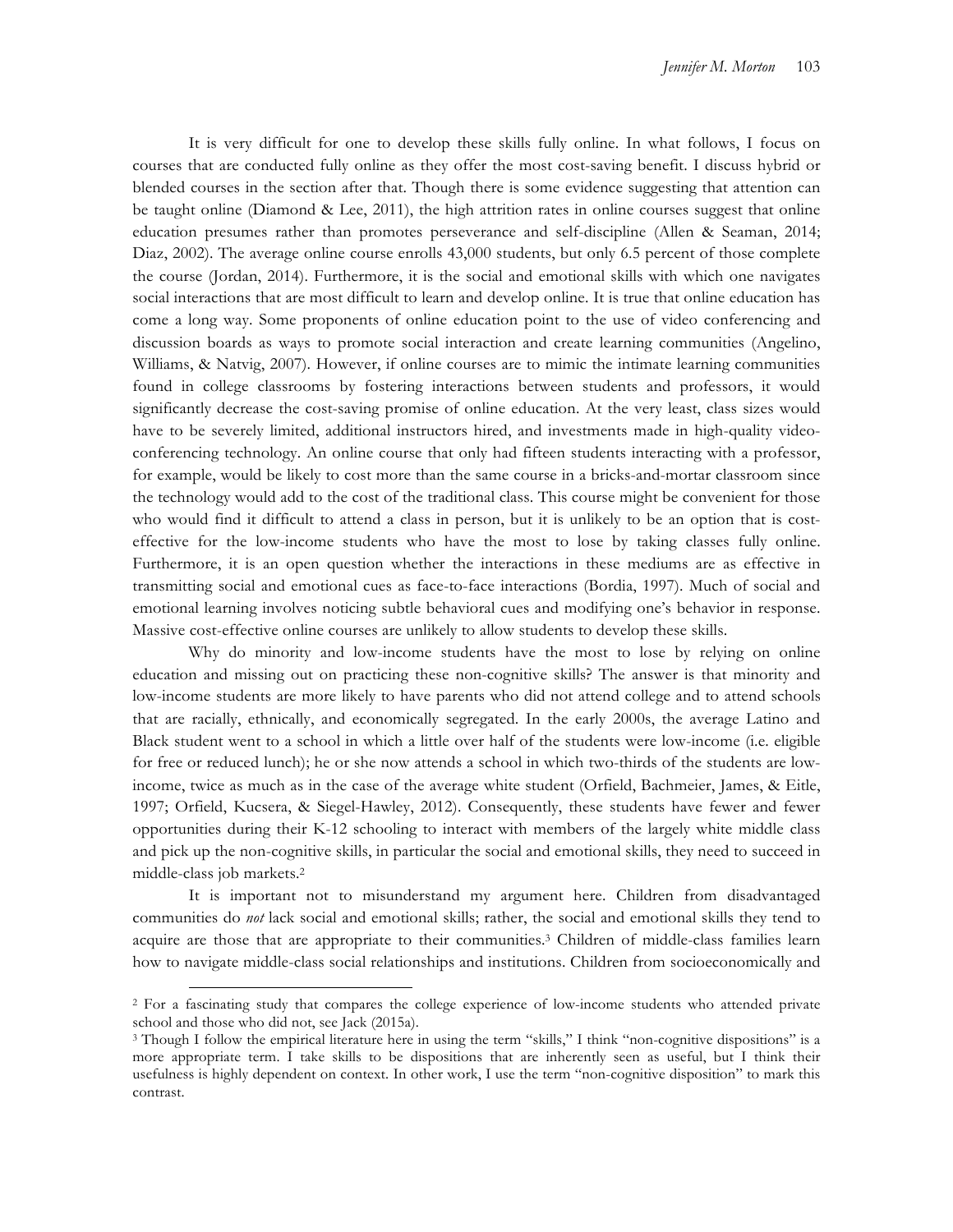It is very difficult for one to develop these skills fully online. In what follows, I focus on courses that are conducted fully online as they offer the most cost-saving benefit. I discuss hybrid or blended courses in the section after that. Though there is some evidence suggesting that attention can be taught online (Diamond & Lee, 2011), the high attrition rates in online courses suggest that online education presumes rather than promotes perseverance and self-discipline (Allen & Seaman, 2014; Diaz, 2002). The average online course enrolls 43,000 students, but only 6.5 percent of those complete the course (Jordan, 2014). Furthermore, it is the social and emotional skills with which one navigates social interactions that are most difficult to learn and develop online. It is true that online education has come a long way. Some proponents of online education point to the use of video conferencing and discussion boards as ways to promote social interaction and create learning communities (Angelino, Williams, & Natvig, 2007). However, if online courses are to mimic the intimate learning communities found in college classrooms by fostering interactions between students and professors, it would significantly decrease the cost-saving promise of online education. At the very least, class sizes would have to be severely limited, additional instructors hired, and investments made in high-quality video-conferencing technology. An online course that only had fifteen students interacting with a professor, for example, would be likely to cost more than the same course in a bricks-and-mortar classroom since the technology would add to the cost of the traditional class. This course might be convenient for those who would find it difficult to attend a class in person, but it is unlikely to be an option that is cost-effective for the low-income students who have the most to lose by taking classes fully online. Furthermore, it is an open question whether the interactions in these mediums are as effective in transmitting social and emotional cues as face-to-face interactions (Bordia, 1997). Much of social and emotional learning involves noticing subtle behavioral cues and modifying one's behavior in response. Massive cost-effective online courses are unlikely to allow students to develop these skills.

Why do minority and low-income students have the most to lose by relying on online education and missing out on practicing these non-cognitive skills? The answer is that minority and low-income students are more likely to have parents who did not attend college and to attend schools that are racially, ethnically, and economically segregated. In the early 2000s, the average Latino and Black student went to a school in which a little over half of the students were low-income (i.e. eligible for free or reduced lunch); he or she now attends a school in which two-thirds of the students are low-income, twice as much as in the case of the average white student (Orfield, Bachmeier, James, & Eitle, 1997; Orfield, Kucsera, & Siegel-Hawley, 2012). Consequently, these students have fewer and fewer opportunities during their K-12 schooling to interact with members of the largely white middle class and pick up the non-cognitive skills, in particular the social and emotional skills, they need to succeed in middle-class job markets.[2]

It is important not to misunderstand my argument here. Children from disadvantaged communities do *not* lack social and emotional skills; rather, the social and emotional skills they tend to acquire are those that are appropriate to their communities.[3] Children of middle-class families learn how to navigate middle-class social relationships and institutions. Children from socioeconomically and

---

[2] For a fascinating study that compares the college experience of low-income students who attended private school and those who did not, see Jack (2015a).

[3] Though I follow the empirical literature here in using the term "skills," I think "non-cognitive dispositions" is a more appropriate term. I take skills to be dispositions that are inherently seen as useful, but I think their usefulness is highly dependent on context. In other work, I use the term "non-cognitive disposition" to mark this contrast.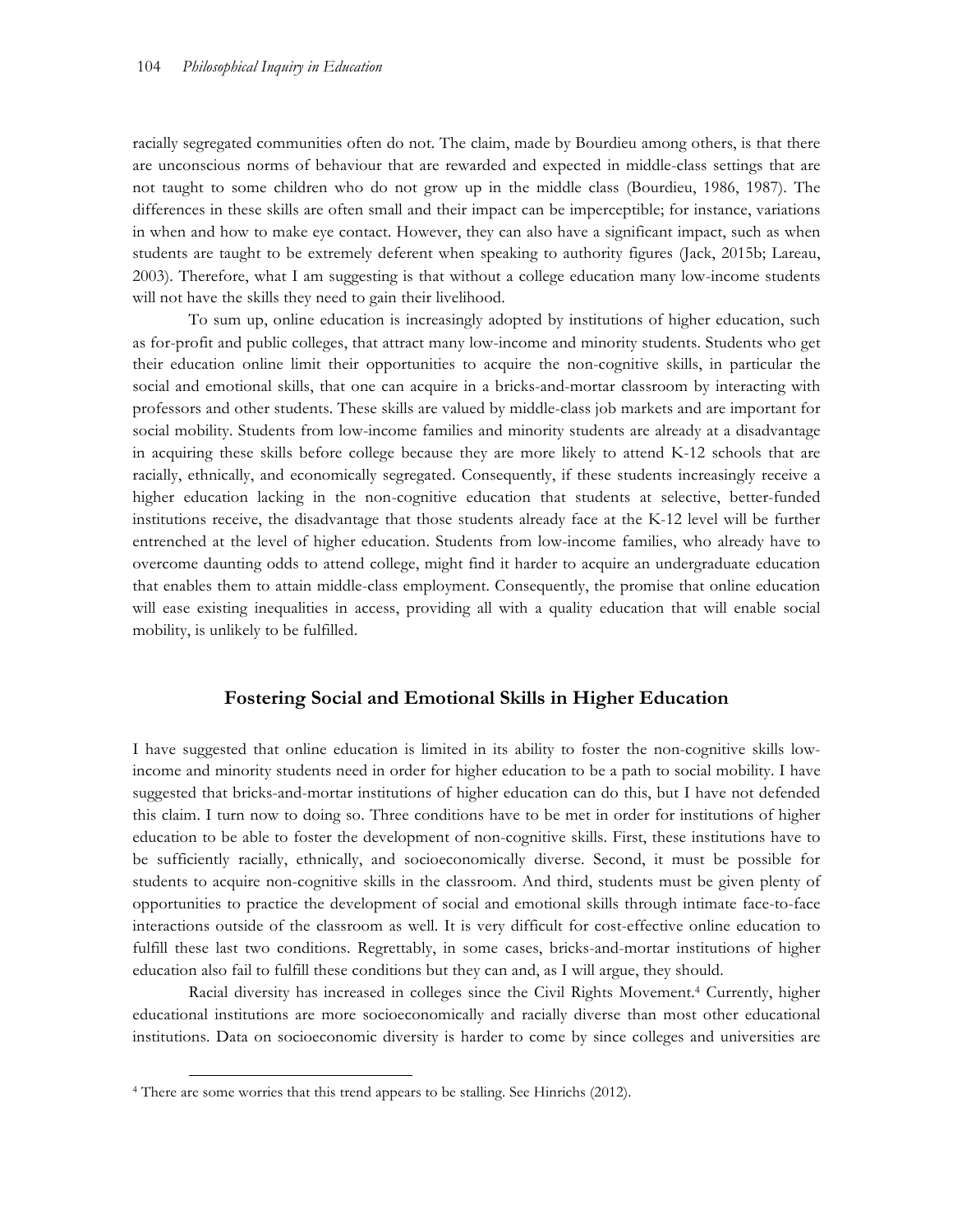racially segregated communities often do not. The claim, made by Bourdieu among others, is that there are unconscious norms of behaviour that are rewarded and expected in middle-class settings that are not taught to some children who do not grow up in the middle class (Bourdieu, 1986, 1987). The differences in these skills are often small and their impact can be imperceptible; for instance, variations in when and how to make eye contact. However, they can also have a significant impact, such as when students are taught to be extremely deferent when speaking to authority figures (Jack, 2015b; Lareau, 2003). Therefore, what I am suggesting is that without a college education many low-income students will not have the skills they need to gain their livelihood.

To sum up, online education is increasingly adopted by institutions of higher education, such as for-profit and public colleges, that attract many low-income and minority students. Students who get their education online limit their opportunities to acquire the non-cognitive skills, in particular the social and emotional skills, that one can acquire in a bricks-and-mortar classroom by interacting with professors and other students. These skills are valued by middle-class job markets and are important for social mobility. Students from low-income families and minority students are already at a disadvantage in acquiring these skills before college because they are more likely to attend K-12 schools that are racially, ethnically, and economically segregated. Consequently, if these students increasingly receive a higher education lacking in the non-cognitive education that students at selective, better-funded institutions receive, the disadvantage that those students already face at the K-12 level will be further entrenched at the level of higher education. Students from low-income families, who already have to overcome daunting odds to attend college, might find it harder to acquire an undergraduate education that enables them to attain middle-class employment. Consequently, the promise that online education will ease existing inequalities in access, providing all with a quality education that will enable social mobility, is unlikely to be fulfilled.

## Fostering Social and Emotional Skills in Higher Education

I have suggested that online education is limited in its ability to foster the non-cognitive skills low-income and minority students need in order for higher education to be a path to social mobility. I have suggested that bricks-and-mortar institutions of higher education can do this, but I have not defended this claim. I turn now to doing so. Three conditions have to be met in order for institutions of higher education to be able to foster the development of non-cognitive skills. First, these institutions have to be sufficiently racially, ethnically, and socioeconomically diverse. Second, it must be possible for students to acquire non-cognitive skills in the classroom. And third, students must be given plenty of opportunities to practice the development of social and emotional skills through intimate face-to-face interactions outside of the classroom as well. It is very difficult for cost-effective online education to fulfill these last two conditions. Regrettably, in some cases, bricks-and-mortar institutions of higher education also fail to fulfill these conditions but they can and, as I will argue, they should.

Racial diversity has increased in colleges since the Civil Rights Movement.[4] Currently, higher educational institutions are more socioeconomically and racially diverse than most other educational institutions. Data on socioeconomic diversity is harder to come by since colleges and universities are

[4] There are some worries that this trend appears to be stalling. See Hinrichs (2012).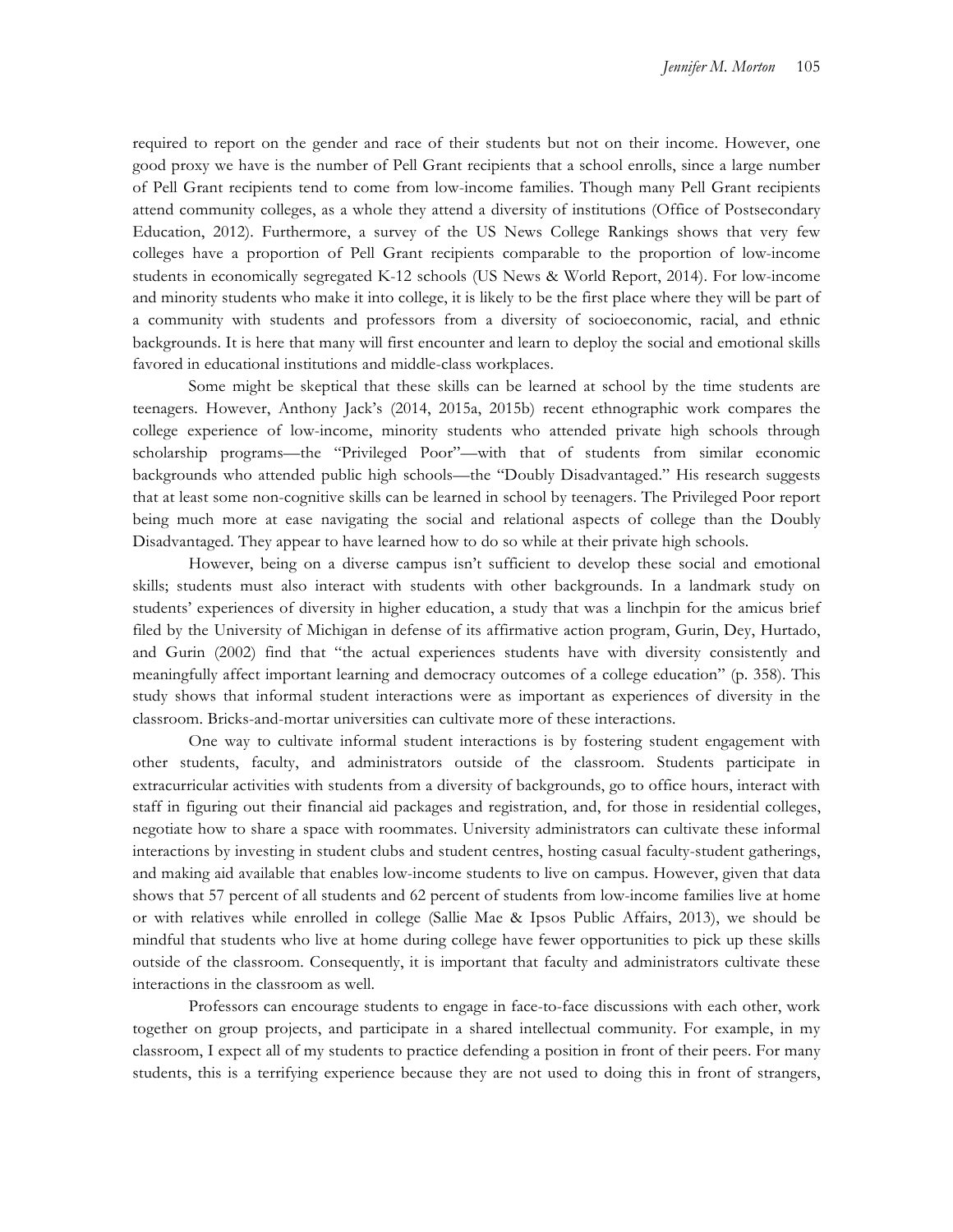required to report on the gender and race of their students but not on their income. However, one good proxy we have is the number of Pell Grant recipients that a school enrolls, since a large number of Pell Grant recipients tend to come from low-income families. Though many Pell Grant recipients attend community colleges, as a whole they attend a diversity of institutions (Office of Postsecondary Education, 2012). Furthermore, a survey of the US News College Rankings shows that very few colleges have a proportion of Pell Grant recipients comparable to the proportion of low-income students in economically segregated K-12 schools (US News & World Report, 2014). For low-income and minority students who make it into college, it is likely to be the first place where they will be part of a community with students and professors from a diversity of socioeconomic, racial, and ethnic backgrounds. It is here that many will first encounter and learn to deploy the social and emotional skills favored in educational institutions and middle-class workplaces.

Some might be skeptical that these skills can be learned at school by the time students are teenagers. However, Anthony Jack's (2014, 2015a, 2015b) recent ethnographic work compares the college experience of low-income, minority students who attended private high schools through scholarship programs—the "Privileged Poor"—with that of students from similar economic backgrounds who attended public high schools—the "Doubly Disadvantaged." His research suggests that at least some non-cognitive skills can be learned in school by teenagers. The Privileged Poor report being much more at ease navigating the social and relational aspects of college than the Doubly Disadvantaged. They appear to have learned how to do so while at their private high schools.

However, being on a diverse campus isn't sufficient to develop these social and emotional skills; students must also interact with students with other backgrounds. In a landmark study on students' experiences of diversity in higher education, a study that was a linchpin for the amicus brief filed by the University of Michigan in defense of its affirmative action program, Gurin, Dey, Hurtado, and Gurin (2002) find that "the actual experiences students have with diversity consistently and meaningfully affect important learning and democracy outcomes of a college education" (p. 358). This study shows that informal student interactions were as important as experiences of diversity in the classroom. Bricks-and-mortar universities can cultivate more of these interactions.

One way to cultivate informal student interactions is by fostering student engagement with other students, faculty, and administrators outside of the classroom. Students participate in extracurricular activities with students from a diversity of backgrounds, go to office hours, interact with staff in figuring out their financial aid packages and registration, and, for those in residential colleges, negotiate how to share a space with roommates. University administrators can cultivate these informal interactions by investing in student clubs and student centres, hosting casual faculty-student gatherings, and making aid available that enables low-income students to live on campus. However, given that data shows that 57 percent of all students and 62 percent of students from low-income families live at home or with relatives while enrolled in college (Sallie Mae & Ipsos Public Affairs, 2013), we should be mindful that students who live at home during college have fewer opportunities to pick up these skills outside of the classroom. Consequently, it is important that faculty and administrators cultivate these interactions in the classroom as well.

Professors can encourage students to engage in face-to-face discussions with each other, work together on group projects, and participate in a shared intellectual community. For example, in my classroom, I expect all of my students to practice defending a position in front of their peers. For many students, this is a terrifying experience because they are not used to doing this in front of strangers,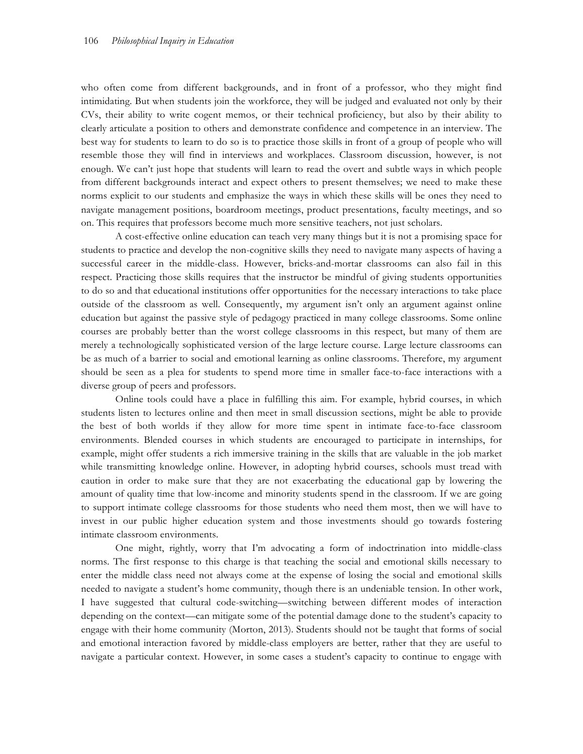who often come from different backgrounds, and in front of a professor, who they might find intimidating. But when students join the workforce, they will be judged and evaluated not only by their CVs, their ability to write cogent memos, or their technical proficiency, but also by their ability to clearly articulate a position to others and demonstrate confidence and competence in an interview. The best way for students to learn to do so is to practice those skills in front of a group of people who will resemble those they will find in interviews and workplaces. Classroom discussion, however, is not enough. We can't just hope that students will learn to read the overt and subtle ways in which people from different backgrounds interact and expect others to present themselves; we need to make these norms explicit to our students and emphasize the ways in which these skills will be ones they need to navigate management positions, boardroom meetings, product presentations, faculty meetings, and so on. This requires that professors become much more sensitive teachers, not just scholars.

A cost-effective online education can teach very many things but it is not a promising space for students to practice and develop the non-cognitive skills they need to navigate many aspects of having a successful career in the middle-class. However, bricks-and-mortar classrooms can also fail in this respect. Practicing those skills requires that the instructor be mindful of giving students opportunities to do so and that educational institutions offer opportunities for the necessary interactions to take place outside of the classroom as well. Consequently, my argument isn't only an argument against online education but against the passive style of pedagogy practiced in many college classrooms. Some online courses are probably better than the worst college classrooms in this respect, but many of them are merely a technologically sophisticated version of the large lecture course. Large lecture classrooms can be as much of a barrier to social and emotional learning as online classrooms. Therefore, my argument should be seen as a plea for students to spend more time in smaller face-to-face interactions with a diverse group of peers and professors.

Online tools could have a place in fulfilling this aim. For example, hybrid courses, in which students listen to lectures online and then meet in small discussion sections, might be able to provide the best of both worlds if they allow for more time spent in intimate face-to-face classroom environments. Blended courses in which students are encouraged to participate in internships, for example, might offer students a rich immersive training in the skills that are valuable in the job market while transmitting knowledge online. However, in adopting hybrid courses, schools must tread with caution in order to make sure that they are not exacerbating the educational gap by lowering the amount of quality time that low-income and minority students spend in the classroom. If we are going to support intimate college classrooms for those students who need them most, then we will have to invest in our public higher education system and those investments should go towards fostering intimate classroom environments.

One might, rightly, worry that I'm advocating a form of indoctrination into middle-class norms. The first response to this charge is that teaching the social and emotional skills necessary to enter the middle class need not always come at the expense of losing the social and emotional skills needed to navigate a student's home community, though there is an undeniable tension. In other work, I have suggested that cultural code-switching—switching between different modes of interaction depending on the context—can mitigate some of the potential damage done to the student's capacity to engage with their home community (Morton, 2013). Students should not be taught that forms of social and emotional interaction favored by middle-class employers are better, rather that they are useful to navigate a particular context. However, in some cases a student's capacity to continue to engage with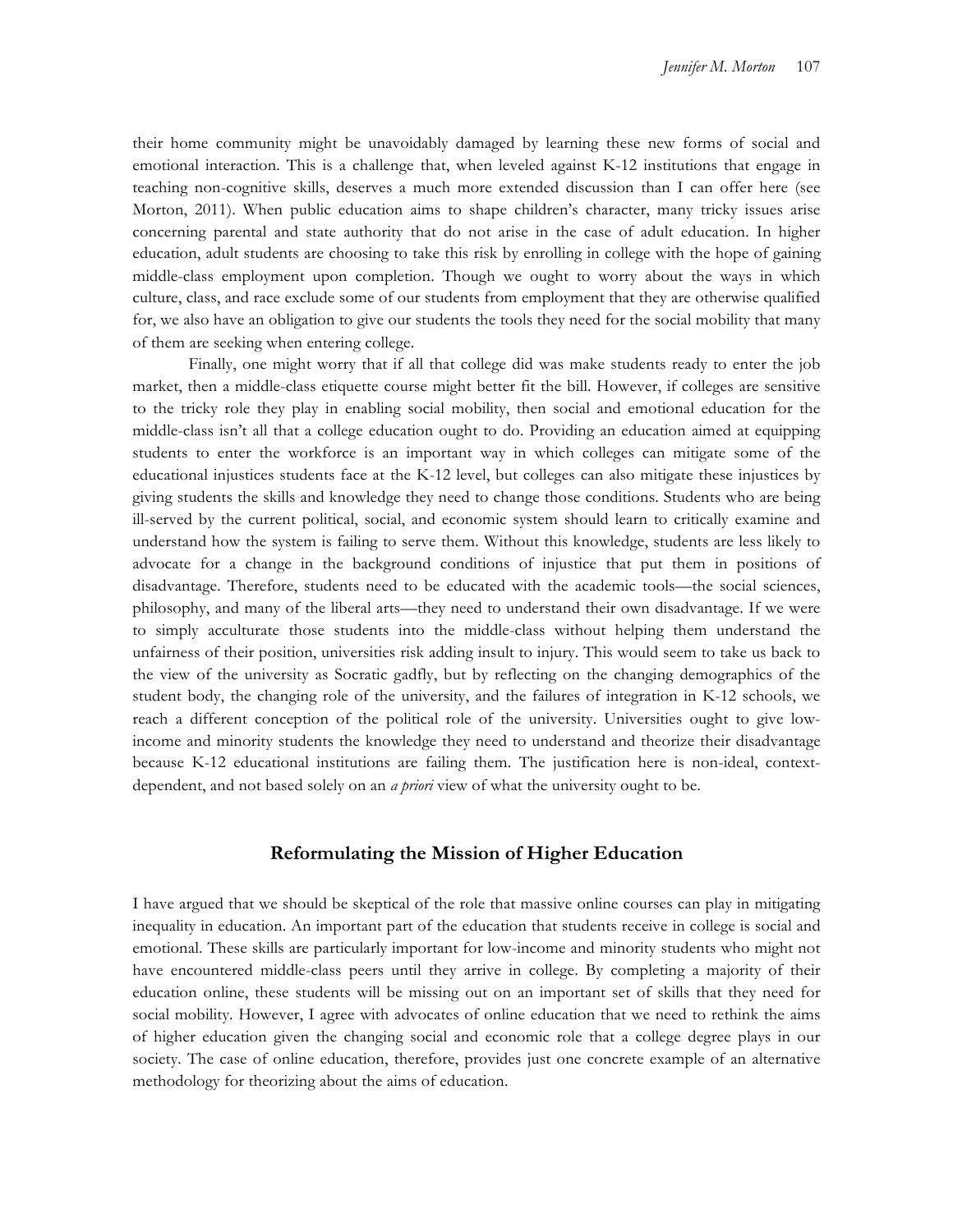their home community might be unavoidably damaged by learning these new forms of social and emotional interaction. This is a challenge that, when leveled against K-12 institutions that engage in teaching non-cognitive skills, deserves a much more extended discussion than I can offer here (see Morton, 2011). When public education aims to shape children's character, many tricky issues arise concerning parental and state authority that do not arise in the case of adult education. In higher education, adult students are choosing to take this risk by enrolling in college with the hope of gaining middle-class employment upon completion. Though we ought to worry about the ways in which culture, class, and race exclude some of our students from employment that they are otherwise qualified for, we also have an obligation to give our students the tools they need for the social mobility that many of them are seeking when entering college.

Finally, one might worry that if all that college did was make students ready to enter the job market, then a middle-class etiquette course might better fit the bill. However, if colleges are sensitive to the tricky role they play in enabling social mobility, then social and emotional education for the middle-class isn't all that a college education ought to do. Providing an education aimed at equipping students to enter the workforce is an important way in which colleges can mitigate some of the educational injustices students face at the K-12 level, but colleges can also mitigate these injustices by giving students the skills and knowledge they need to change those conditions. Students who are being ill-served by the current political, social, and economic system should learn to critically examine and understand how the system is failing to serve them. Without this knowledge, students are less likely to advocate for a change in the background conditions of injustice that put them in positions of disadvantage. Therefore, students need to be educated with the academic tools—the social sciences, philosophy, and many of the liberal arts—they need to understand their own disadvantage. If we were to simply acculturate those students into the middle-class without helping them understand the unfairness of their position, universities risk adding insult to injury. This would seem to take us back to the view of the university as Socratic gadfly, but by reflecting on the changing demographics of the student body, the changing role of the university, and the failures of integration in K-12 schools, we reach a different conception of the political role of the university. Universities ought to give low-income and minority students the knowledge they need to understand and theorize their disadvantage because K-12 educational institutions are failing them. The justification here is non-ideal, context-dependent, and not based solely on an *a priori* view of what the university ought to be.

## Reformulating the Mission of Higher Education

I have argued that we should be skeptical of the role that massive online courses can play in mitigating inequality in education. An important part of the education that students receive in college is social and emotional. These skills are particularly important for low-income and minority students who might not have encountered middle-class peers until they arrive in college. By completing a majority of their education online, these students will be missing out on an important set of skills that they need for social mobility. However, I agree with advocates of online education that we need to rethink the aims of higher education given the changing social and economic role that a college degree plays in our society. The case of online education, therefore, provides just one concrete example of an alternative methodology for theorizing about the aims of education.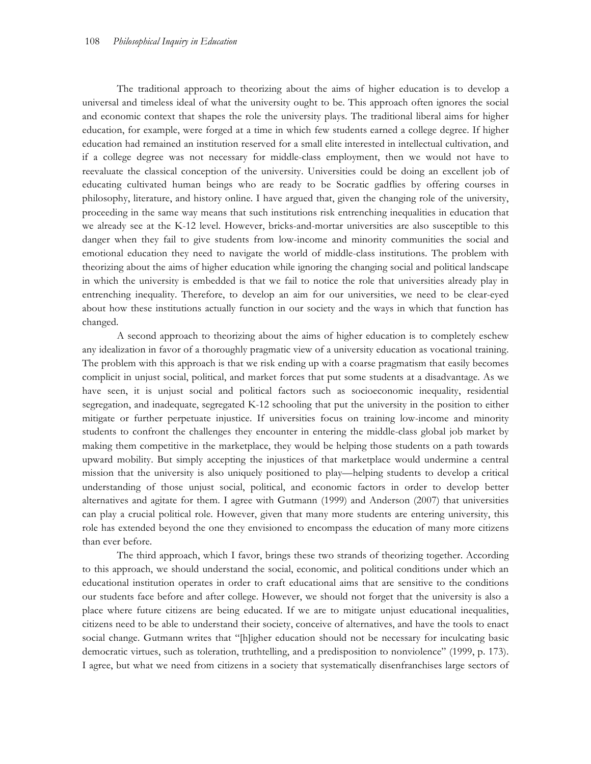The traditional approach to theorizing about the aims of higher education is to develop a universal and timeless ideal of what the university ought to be. This approach often ignores the social and economic context that shapes the role the university plays. The traditional liberal aims for higher education, for example, were forged at a time in which few students earned a college degree. If higher education had remained an institution reserved for a small elite interested in intellectual cultivation, and if a college degree was not necessary for middle-class employment, then we would not have to reevaluate the classical conception of the university. Universities could be doing an excellent job of educating cultivated human beings who are ready to be Socratic gadflies by offering courses in philosophy, literature, and history online. I have argued that, given the changing role of the university, proceeding in the same way means that such institutions risk entrenching inequalities in education that we already see at the K-12 level. However, bricks-and-mortar universities are also susceptible to this danger when they fail to give students from low-income and minority communities the social and emotional education they need to navigate the world of middle-class institutions. The problem with theorizing about the aims of higher education while ignoring the changing social and political landscape in which the university is embedded is that we fail to notice the role that universities already play in entrenching inequality. Therefore, to develop an aim for our universities, we need to be clear-eyed about how these institutions actually function in our society and the ways in which that function has changed.

A second approach to theorizing about the aims of higher education is to completely eschew any idealization in favor of a thoroughly pragmatic view of a university education as vocational training. The problem with this approach is that we risk ending up with a coarse pragmatism that easily becomes complicit in unjust social, political, and market forces that put some students at a disadvantage. As we have seen, it is unjust social and political factors such as socioeconomic inequality, residential segregation, and inadequate, segregated K-12 schooling that put the university in the position to either mitigate or further perpetuate injustice. If universities focus on training low-income and minority students to confront the challenges they encounter in entering the middle-class global job market by making them competitive in the marketplace, they would be helping those students on a path towards upward mobility. But simply accepting the injustices of that marketplace would undermine a central mission that the university is also uniquely positioned to play—helping students to develop a critical understanding of those unjust social, political, and economic factors in order to develop better alternatives and agitate for them. I agree with Gutmann (1999) and Anderson (2007) that universities can play a crucial political role. However, given that many more students are entering university, this role has extended beyond the one they envisioned to encompass the education of many more citizens than ever before.

The third approach, which I favor, brings these two strands of theorizing together. According to this approach, we should understand the social, economic, and political conditions under which an educational institution operates in order to craft educational aims that are sensitive to the conditions our students face before and after college. However, we should not forget that the university is also a place where future citizens are being educated. If we are to mitigate unjust educational inequalities, citizens need to be able to understand their society, conceive of alternatives, and have the tools to enact social change. Gutmann writes that "[h]igher education should not be necessary for inculcating basic democratic virtues, such as toleration, truthtelling, and a predisposition to nonviolence" (1999, p. 173). I agree, but what we need from citizens in a society that systematically disenfranchises large sectors of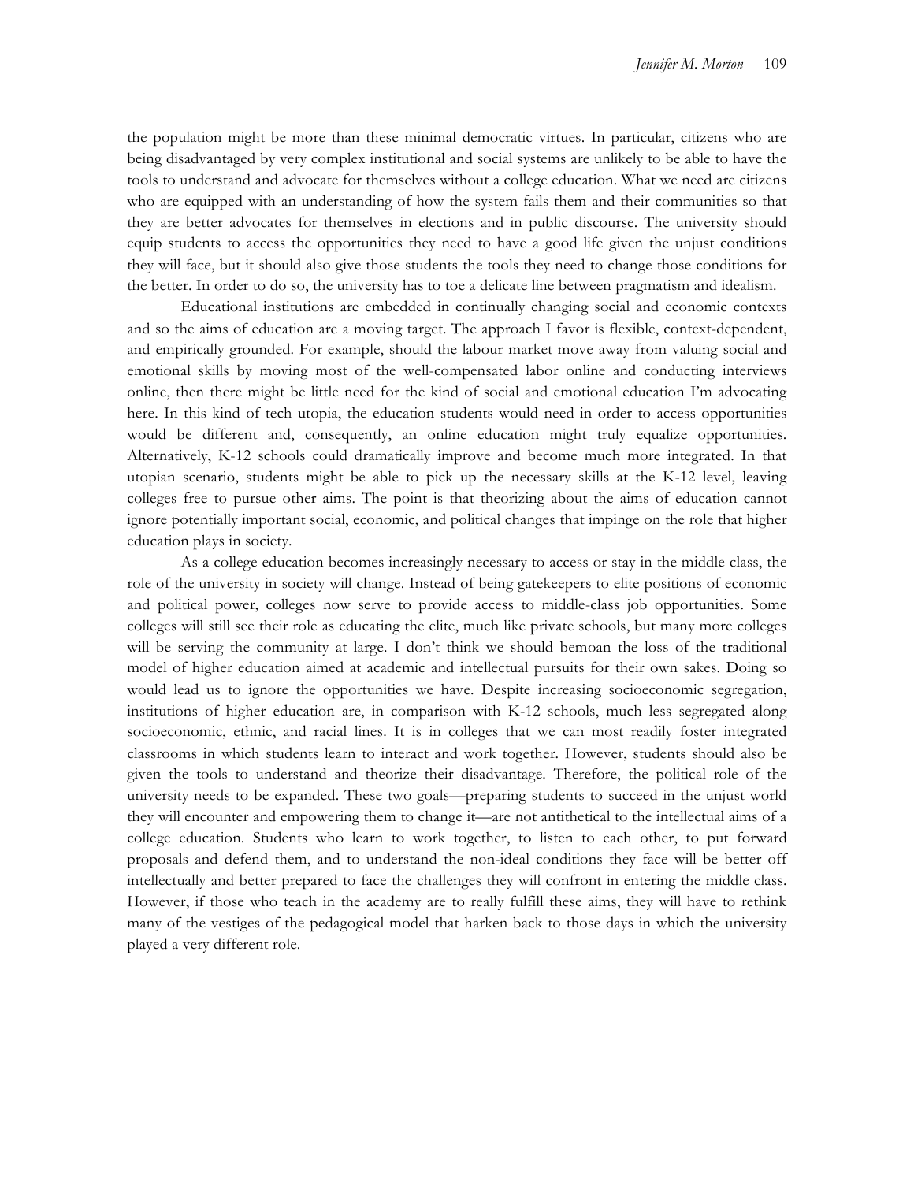the population might be more than these minimal democratic virtues. In particular, citizens who are being disadvantaged by very complex institutional and social systems are unlikely to be able to have the tools to understand and advocate for themselves without a college education. What we need are citizens who are equipped with an understanding of how the system fails them and their communities so that they are better advocates for themselves in elections and in public discourse. The university should equip students to access the opportunities they need to have a good life given the unjust conditions they will face, but it should also give those students the tools they need to change those conditions for the better. In order to do so, the university has to toe a delicate line between pragmatism and idealism.

Educational institutions are embedded in continually changing social and economic contexts and so the aims of education are a moving target. The approach I favor is flexible, context-dependent, and empirically grounded. For example, should the labour market move away from valuing social and emotional skills by moving most of the well-compensated labor online and conducting interviews online, then there might be little need for the kind of social and emotional education I'm advocating here. In this kind of tech utopia, the education students would need in order to access opportunities would be different and, consequently, an online education might truly equalize opportunities. Alternatively, K-12 schools could dramatically improve and become much more integrated. In that utopian scenario, students might be able to pick up the necessary skills at the K-12 level, leaving colleges free to pursue other aims. The point is that theorizing about the aims of education cannot ignore potentially important social, economic, and political changes that impinge on the role that higher education plays in society.

As a college education becomes increasingly necessary to access or stay in the middle class, the role of the university in society will change. Instead of being gatekeepers to elite positions of economic and political power, colleges now serve to provide access to middle-class job opportunities. Some colleges will still see their role as educating the elite, much like private schools, but many more colleges will be serving the community at large. I don't think we should bemoan the loss of the traditional model of higher education aimed at academic and intellectual pursuits for their own sakes. Doing so would lead us to ignore the opportunities we have. Despite increasing socioeconomic segregation, institutions of higher education are, in comparison with K-12 schools, much less segregated along socioeconomic, ethnic, and racial lines. It is in colleges that we can most readily foster integrated classrooms in which students learn to interact and work together. However, students should also be given the tools to understand and theorize their disadvantage. Therefore, the political role of the university needs to be expanded. These two goals—preparing students to succeed in the unjust world they will encounter and empowering them to change it—are not antithetical to the intellectual aims of a college education. Students who learn to work together, to listen to each other, to put forward proposals and defend them, and to understand the non-ideal conditions they face will be better off intellectually and better prepared to face the challenges they will confront in entering the middle class. However, if those who teach in the academy are to really fulfill these aims, they will have to rethink many of the vestiges of the pedagogical model that harken back to those days in which the university played a very different role.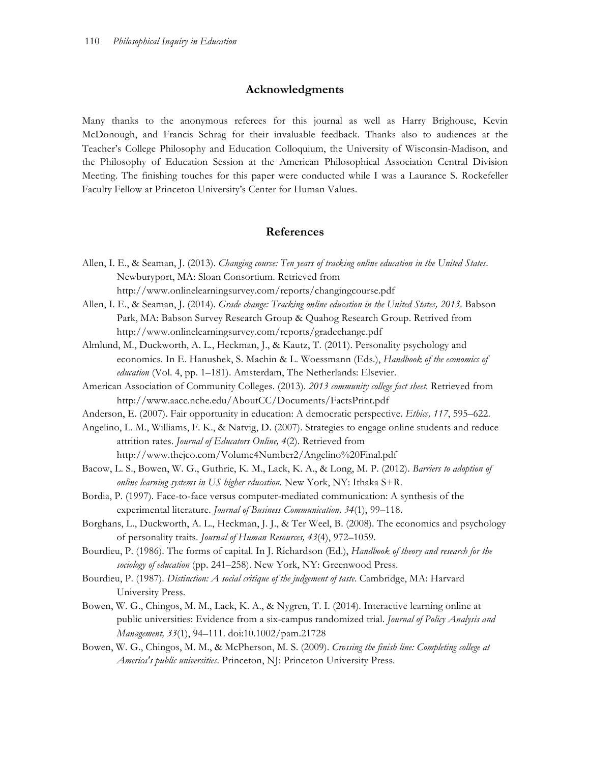## Acknowledgments

Many thanks to the anonymous referees for this journal as well as Harry Brighouse, Kevin McDonough, and Francis Schrag for their invaluable feedback. Thanks also to audiences at the Teacher's College Philosophy and Education Colloquium, the University of Wisconsin-Madison, and the Philosophy of Education Session at the American Philosophical Association Central Division Meeting. The finishing touches for this paper were conducted while I was a Laurance S. Rockefeller Faculty Fellow at Princeton University's Center for Human Values.

## References

Allen, I. E., & Seaman, J. (2013). *Changing course: Ten years of tracking online education in the United States*. Newburyport, MA: Sloan Consortium. Retrieved from http://www.onlinelearningsurvey.com/reports/changingcourse.pdf

Allen, I. E., & Seaman, J. (2014). *Grade change: Tracking online education in the United States, 2013*. Babson Park, MA: Babson Survey Research Group & Quahog Research Group. Retrived from http://www.onlinelearningsurvey.com/reports/gradechange.pdf

Almlund, M., Duckworth, A. L., Heckman, J., & Kautz, T. (2011). Personality psychology and economics. In E. Hanushek, S. Machin & L. Woessmann (Eds.), *Handbook of the economics of education* (Vol. 4, pp. 1–181). Amsterdam, The Netherlands: Elsevier.

American Association of Community Colleges. (2013). *2013 community college fact sheet*. Retrieved from http://www.aacc.nche.edu/AboutCC/Documents/FactsPrint.pdf

Anderson, E. (2007). Fair opportunity in education: A democratic perspective. *Ethics, 117*, 595–622.

Angelino, L. M., Williams, F. K., & Natvig, D. (2007). Strategies to engage online students and reduce attrition rates. *Journal of Educators Online, 4*(2). Retrieved from http://www.thejeo.com/Volume4Number2/Angelino%20Final.pdf

Bacow, L. S., Bowen, W. G., Guthrie, K. M., Lack, K. A., & Long, M. P. (2012). *Barriers to adoption of online learning systems in US higher rducation*. New York, NY: Ithaka S+R.

Bordia, P. (1997). Face-to-face versus computer-mediated communication: A synthesis of the experimental literature. *Journal of Business Communication, 34*(1), 99–118.

Borghans, L., Duckworth, A. L., Heckman, J. J., & Ter Weel, B. (2008). The economics and psychology of personality traits. *Journal of Human Resources, 43*(4), 972–1059.

Bourdieu, P. (1986). The forms of capital. In J. Richardson (Ed.), *Handbook of theory and research for the sociology of education* (pp. 241–258). New York, NY: Greenwood Press.

Bourdieu, P. (1987). *Distinction: A social critique of the judgement of taste*. Cambridge, MA: Harvard University Press.

Bowen, W. G., Chingos, M. M., Lack, K. A., & Nygren, T. I. (2014). Interactive learning online at public universities: Evidence from a six-campus randomized trial. *Journal of Policy Analysis and Management, 33*(1), 94–111. doi:10.1002/pam.21728

Bowen, W. G., Chingos, M. M., & McPherson, M. S. (2009). *Crossing the finish line: Completing college at America's public universities*. Princeton, NJ: Princeton University Press.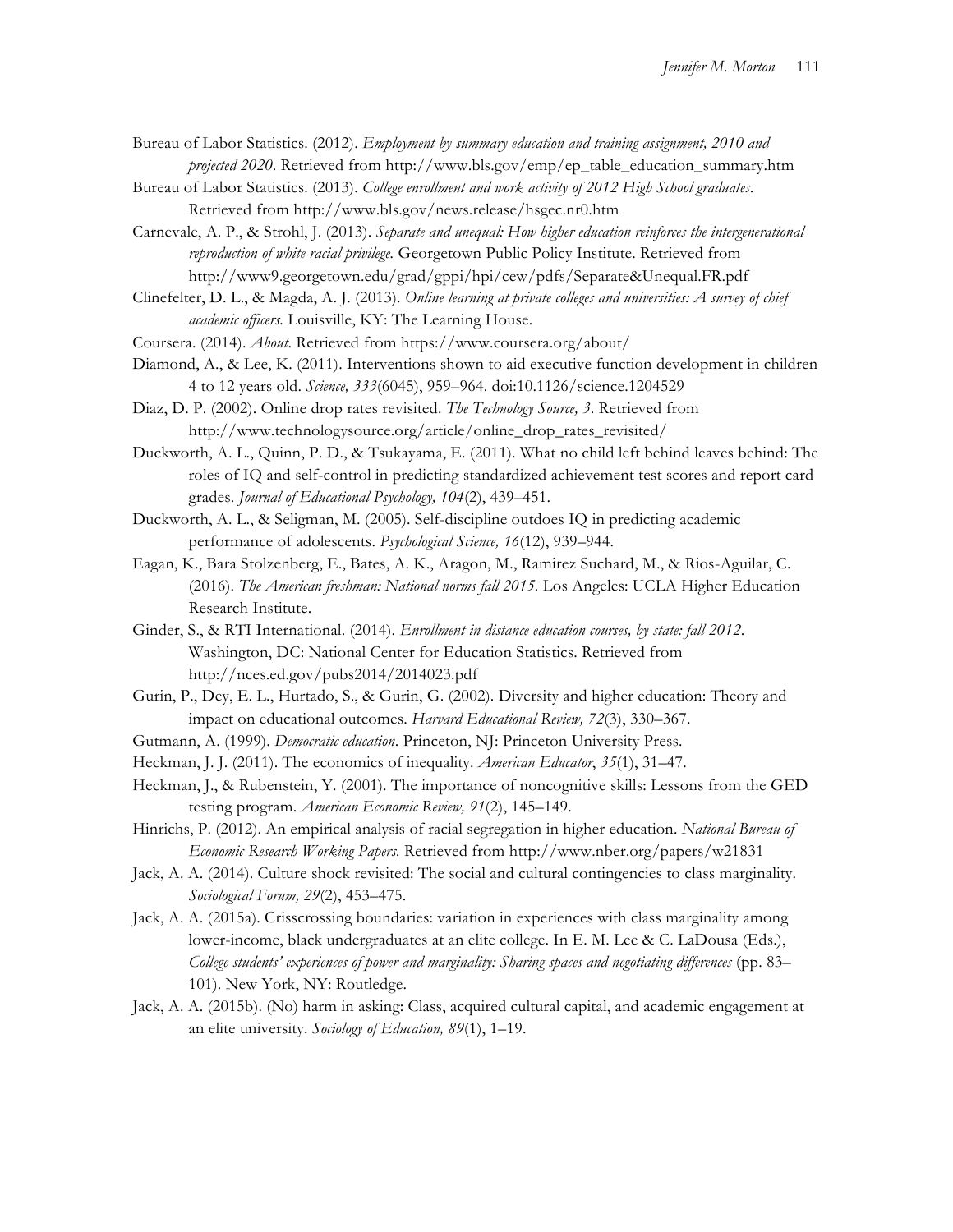Bureau of Labor Statistics. (2012). *Employment by summary education and training assignment, 2010 and projected 2020*. Retrieved from http://www.bls.gov/emp/ep_table_education_summary.htm

Bureau of Labor Statistics. (2013). *College enrollment and work activity of 2012 High School graduates*. Retrieved from http://www.bls.gov/news.release/hsgec.nr0.htm

Carnevale, A. P., & Strohl, J. (2013). *Separate and unequal: How higher education reinforces the intergenerational reproduction of white racial privilege*. Georgetown Public Policy Institute. Retrieved from http://www9.georgetown.edu/grad/gppi/hpi/cew/pdfs/Separate&Unequal.FR.pdf

Clinefelter, D. L., & Magda, A. J. (2013). *Online learning at private colleges and universities: A survey of chief academic officers*. Louisville, KY: The Learning House.

Coursera. (2014). *About*. Retrieved from https://www.coursera.org/about/

Diamond, A., & Lee, K. (2011). Interventions shown to aid executive function development in children 4 to 12 years old. *Science, 333*(6045), 959–964. doi:10.1126/science.1204529

Diaz, D. P. (2002). Online drop rates revisited. *The Technology Source, 3*. Retrieved from http://www.technologysource.org/article/online_drop_rates_revisited/

Duckworth, A. L., Quinn, P. D., & Tsukayama, E. (2011). What no child left behind leaves behind: The roles of IQ and self-control in predicting standardized achievement test scores and report card grades. *Journal of Educational Psychology, 104*(2), 439–451.

Duckworth, A. L., & Seligman, M. (2005). Self-discipline outdoes IQ in predicting academic performance of adolescents. *Psychological Science, 16*(12), 939–944.

Eagan, K., Bara Stolzenberg, E., Bates, A. K., Aragon, M., Ramirez Suchard, M., & Rios-Aguilar, C. (2016). *The American freshman: National norms fall 2015*. Los Angeles: UCLA Higher Education Research Institute.

Ginder, S., & RTI International. (2014). *Enrollment in distance education courses, by state: fall 2012*. Washington, DC: National Center for Education Statistics. Retrieved from http://nces.ed.gov/pubs2014/2014023.pdf

Gurin, P., Dey, E. L., Hurtado, S., & Gurin, G. (2002). Diversity and higher education: Theory and impact on educational outcomes. *Harvard Educational Review, 72*(3), 330–367.

Gutmann, A. (1999). *Democratic education*. Princeton, NJ: Princeton University Press.

Heckman, J. J. (2011). The economics of inequality. *American Educator*, *35*(1), 31–47.

Heckman, J., & Rubenstein, Y. (2001). The importance of noncognitive skills: Lessons from the GED testing program. *American Economic Review, 91*(2), 145–149.

Hinrichs, P. (2012). An empirical analysis of racial segregation in higher education. *National Bureau of Economic Research Working Papers*. Retrieved from http://www.nber.org/papers/w21831

Jack, A. A. (2014). Culture shock revisited: The social and cultural contingencies to class marginality. *Sociological Forum, 29*(2), 453–475.

Jack, A. A. (2015a). Crisscrossing boundaries: variation in experiences with class marginality among lower-income, black undergraduates at an elite college. In E. M. Lee & C. LaDousa (Eds.), *College students' experiences of power and marginality: Sharing spaces and negotiating differences* (pp. 83–101). New York, NY: Routledge.

Jack, A. A. (2015b). (No) harm in asking: Class, acquired cultural capital, and academic engagement at an elite university. *Sociology of Education, 89*(1), 1–19.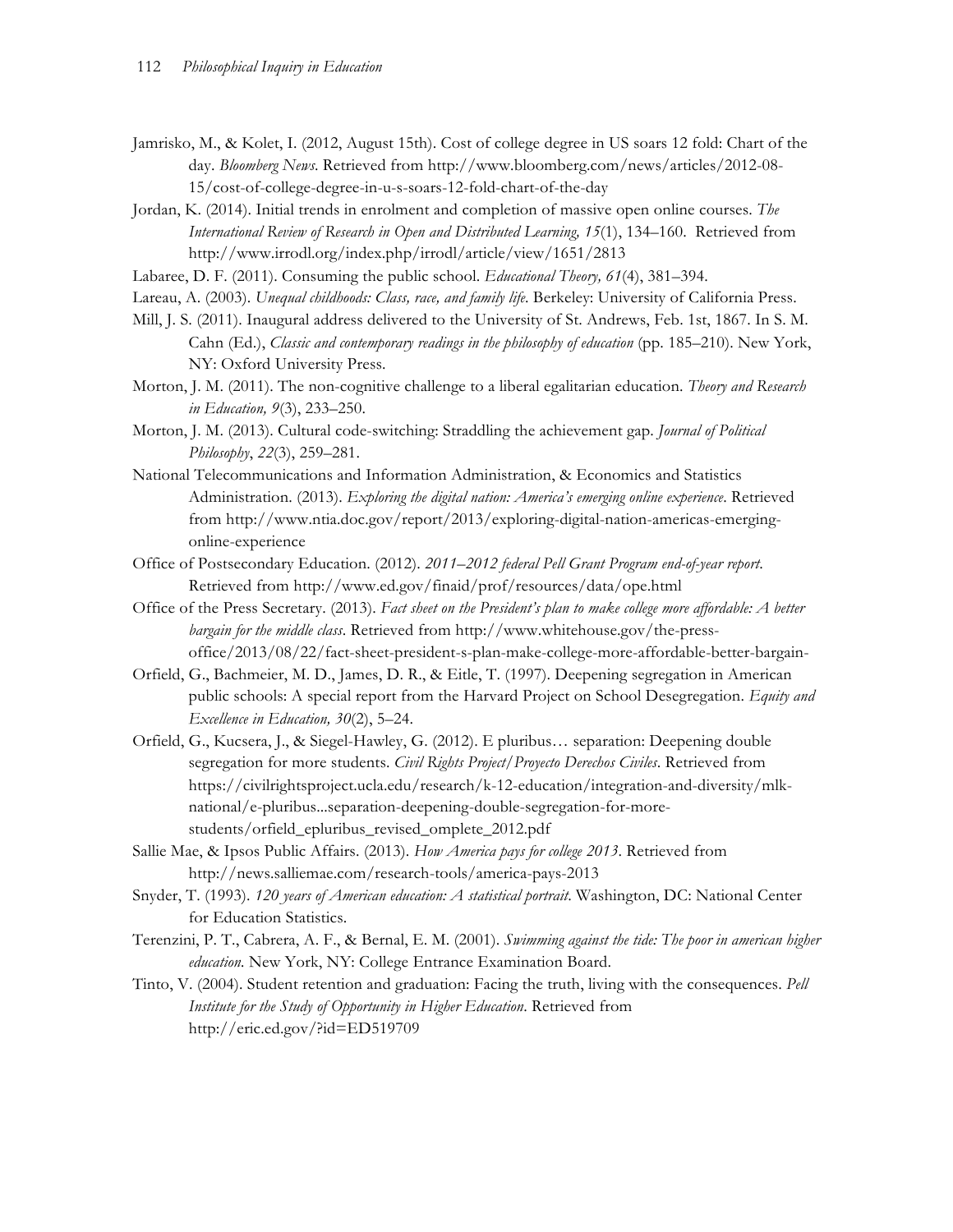Jamrisko, M., & Kolet, I. (2012, August 15th). Cost of college degree in US soars 12 fold: Chart of the day. *Bloomberg News*. Retrieved from http://www.bloomberg.com/news/articles/2012-08-15/cost-of-college-degree-in-u-s-soars-12-fold-chart-of-the-day

Jordan, K. (2014). Initial trends in enrolment and completion of massive open online courses. *The International Review of Research in Open and Distributed Learning, 15*(1), 134–160. Retrieved from http://www.irrodl.org/index.php/irrodl/article/view/1651/2813

Labaree, D. F. (2011). Consuming the public school. *Educational Theory, 61*(4), 381–394.

Lareau, A. (2003). *Unequal childhoods: Class, race, and family life*. Berkeley: University of California Press.

Mill, J. S. (2011). Inaugural address delivered to the University of St. Andrews, Feb. 1st, 1867. In S. M. Cahn (Ed.), *Classic and contemporary readings in the philosophy of education* (pp. 185–210). New York, NY: Oxford University Press.

Morton, J. M. (2011). The non-cognitive challenge to a liberal egalitarian education. *Theory and Research in Education, 9*(3), 233–250.

Morton, J. M. (2013). Cultural code-switching: Straddling the achievement gap. *Journal of Political Philosophy*, *22*(3), 259–281.

National Telecommunications and Information Administration, & Economics and Statistics Administration. (2013). *Exploring the digital nation: America's emerging online experience*. Retrieved from http://www.ntia.doc.gov/report/2013/exploring-digital-nation-americas-emerging-online-experience

Office of Postsecondary Education. (2012). *2011–2012 federal Pell Grant Program end-of-year report*. Retrieved from http://www.ed.gov/finaid/prof/resources/data/ope.html

Office of the Press Secretary. (2013). *Fact sheet on the President's plan to make college more affordable: A better bargain for the middle class*. Retrieved from http://www.whitehouse.gov/the-press-office/2013/08/22/fact-sheet-president-s-plan-make-college-more-affordable-better-bargain-

Orfield, G., Bachmeier, M. D., James, D. R., & Eitle, T. (1997). Deepening segregation in American public schools: A special report from the Harvard Project on School Desegregation. *Equity and Excellence in Education, 30*(2), 5–24.

Orfield, G., Kucsera, J., & Siegel-Hawley, G. (2012). E pluribus… separation: Deepening double segregation for more students. *Civil Rights Project/Proyecto Derechos Civiles*. Retrieved from https://civilrightsproject.ucla.edu/research/k-12-education/integration-and-diversity/mlk-national/e-pluribus...separation-deepening-double-segregation-for-more-students/orfield_epluribus_revised_omplete_2012.pdf

Sallie Mae, & Ipsos Public Affairs. (2013). *How America pays for college 2013*. Retrieved from http://news.salliemae.com/research-tools/america-pays-2013

Snyder, T. (1993). *120 years of American education: A statistical portrait*. Washington, DC: National Center for Education Statistics.

Terenzini, P. T., Cabrera, A. F., & Bernal, E. M. (2001). *Swimming against the tide: The poor in american higher education.* New York, NY: College Entrance Examination Board.

Tinto, V. (2004). Student retention and graduation: Facing the truth, living with the consequences. *Pell Institute for the Study of Opportunity in Higher Education*. Retrieved from http://eric.ed.gov/?id=ED519709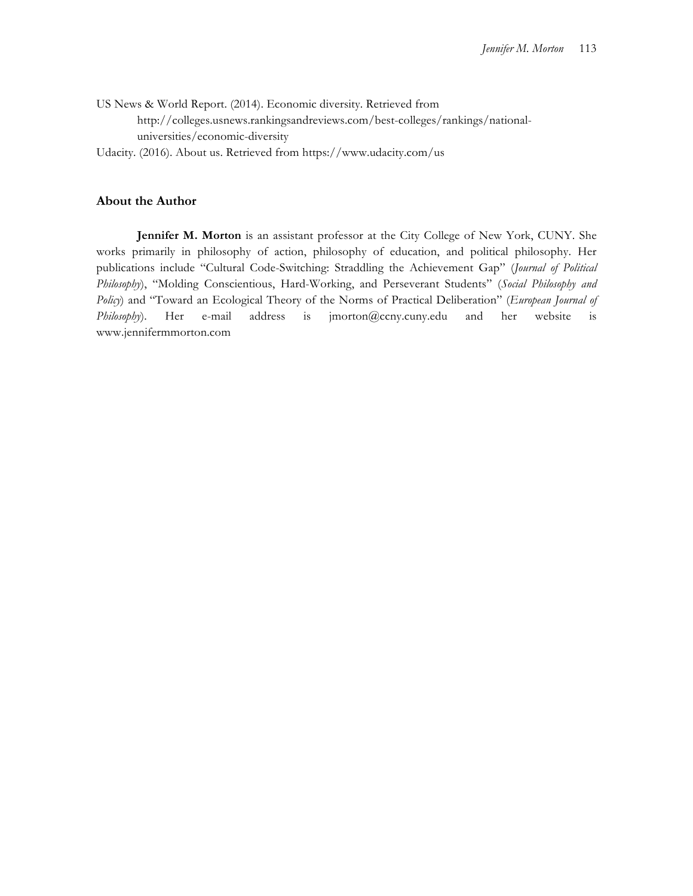US News & World Report. (2014). Economic diversity. Retrieved from http://colleges.usnews.rankingsandreviews.com/best-colleges/rankings/national-universities/economic-diversity

Udacity. (2016). About us. Retrieved from https://www.udacity.com/us

### About the Author

**Jennifer M. Morton** is an assistant professor at the City College of New York, CUNY. She works primarily in philosophy of action, philosophy of education, and political philosophy. Her publications include "Cultural Code-Switching: Straddling the Achievement Gap" (*Journal of Political Philosophy*), "Molding Conscientious, Hard-Working, and Perseverant Students" (*Social Philosophy and Policy*) and "Toward an Ecological Theory of the Norms of Practical Deliberation" (*European Journal of Philosophy*). Her e-mail address is jmorton@ccny.cuny.edu and her website is www.jennifermmorton.com